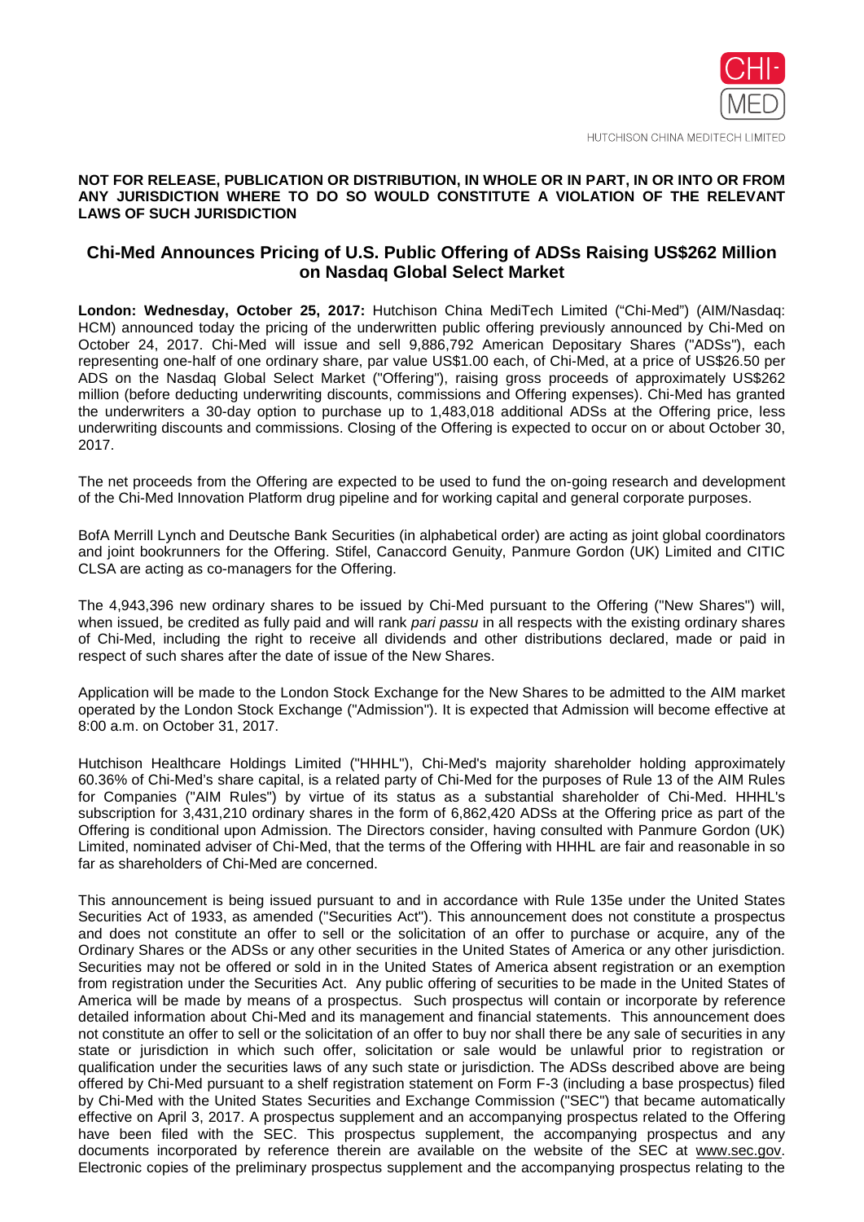HUTCHISON CHINA MEDITECH LIMITED

**NOT FOR RELEASE, PUBLICATION OR DISTRIBUTION, IN WHOLE OR IN PART, IN OR INTO OR FROM ANY JURISDICTION WHERE TO DO SO WOULD CONSTITUTE A VIOLATION OF THE RELEVANT LAWS OF SUCH JURISDICTION**

## Chi-Med Announces Pricing of U.S. Public Offering of ADSs Raising US$262 Million on Nasdaq Global Select Market

**London: Wednesday, October 25, 2017:** Hutchison China MediTech Limited ("Chi-Med") (AIM/Nasdaq: HCM) announced today the pricing of the underwritten public offering previously announced by Chi-Med on October 24, 2017. Chi-Med will issue and sell 9,886,792 American Depositary Shares ("ADSs"), each representing one-half of one ordinary share, par value US$1.00 each, of Chi-Med, at a price of US$26.50 per ADS on the Nasdaq Global Select Market ("Offering"), raising gross proceeds of approximately US$262 million (before deducting underwriting discounts, commissions and Offering expenses). Chi-Med has granted the underwriters a 30-day option to purchase up to 1,483,018 additional ADSs at the Offering price, less underwriting discounts and commissions. Closing of the Offering is expected to occur on or about October 30, 2017.

The net proceeds from the Offering are expected to be used to fund the on-going research and development of the Chi-Med Innovation Platform drug pipeline and for working capital and general corporate purposes.

BofA Merrill Lynch and Deutsche Bank Securities (in alphabetical order) are acting as joint global coordinators and joint bookrunners for the Offering. Stifel, Canaccord Genuity, Panmure Gordon (UK) Limited and CITIC CLSA are acting as co-managers for the Offering.

The 4,943,396 new ordinary shares to be issued by Chi-Med pursuant to the Offering ("New Shares") will, when issued, be credited as fully paid and will rank *pari passu* in all respects with the existing ordinary shares of Chi-Med, including the right to receive all dividends and other distributions declared, made or paid in respect of such shares after the date of issue of the New Shares.

Application will be made to the London Stock Exchange for the New Shares to be admitted to the AIM market operated by the London Stock Exchange ("Admission"). It is expected that Admission will become effective at 8:00 a.m. on October 31, 2017.

Hutchison Healthcare Holdings Limited ("HHHL"), Chi-Med's majority shareholder holding approximately 60.36% of Chi-Med's share capital, is a related party of Chi-Med for the purposes of Rule 13 of the AIM Rules for Companies ("AIM Rules") by virtue of its status as a substantial shareholder of Chi-Med. HHHL's subscription for 3,431,210 ordinary shares in the form of 6,862,420 ADSs at the Offering price as part of the Offering is conditional upon Admission. The Directors consider, having consulted with Panmure Gordon (UK) Limited, nominated adviser of Chi-Med, that the terms of the Offering with HHHL are fair and reasonable in so far as shareholders of Chi-Med are concerned.

This announcement is being issued pursuant to and in accordance with Rule 135e under the United States Securities Act of 1933, as amended ("Securities Act"). This announcement does not constitute a prospectus and does not constitute an offer to sell or the solicitation of an offer to purchase or acquire, any of the Ordinary Shares or the ADSs or any other securities in the United States of America or any other jurisdiction. Securities may not be offered or sold in in the United States of America absent registration or an exemption from registration under the Securities Act. Any public offering of securities to be made in the United States of America will be made by means of a prospectus. Such prospectus will contain or incorporate by reference detailed information about Chi-Med and its management and financial statements. This announcement does not constitute an offer to sell or the solicitation of an offer to buy nor shall there be any sale of securities in any state or jurisdiction in which such offer, solicitation or sale would be unlawful prior to registration or qualification under the securities laws of any such state or jurisdiction. The ADSs described above are being offered by Chi-Med pursuant to a shelf registration statement on Form F-3 (including a base prospectus) filed by Chi-Med with the United States Securities and Exchange Commission ("SEC") that became automatically effective on April 3, 2017. A prospectus supplement and an accompanying prospectus related to the Offering have been filed with the SEC. This prospectus supplement, the accompanying prospectus and any documents incorporated by reference therein are available on the website of the SEC at www.sec.gov. Electronic copies of the preliminary prospectus supplement and the accompanying prospectus relating to the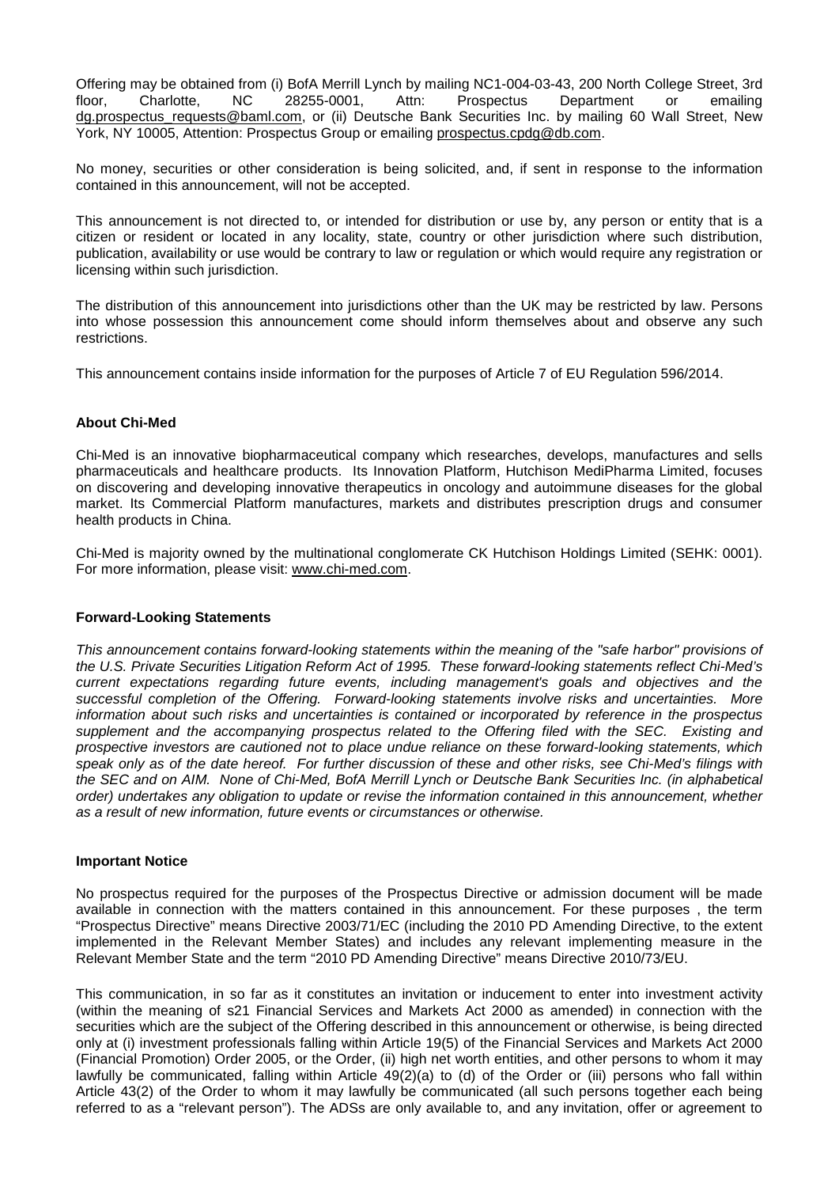Offering may be obtained from (i) BofA Merrill Lynch by mailing NC1-004-03-43, 200 North College Street, 3rd floor, Charlotte, NC 28255-0001, Attn: Prospectus Department or emailing dg.prospectus_requests@baml.com, or (ii) Deutsche Bank Securities Inc. by mailing 60 Wall Street, New York, NY 10005, Attention: Prospectus Group or emailing prospectus.cpdg@db.com.

No money, securities or other consideration is being solicited, and, if sent in response to the information contained in this announcement, will not be accepted.

This announcement is not directed to, or intended for distribution or use by, any person or entity that is a citizen or resident or located in any locality, state, country or other jurisdiction where such distribution, publication, availability or use would be contrary to law or regulation or which would require any registration or licensing within such jurisdiction.

The distribution of this announcement into jurisdictions other than the UK may be restricted by law. Persons into whose possession this announcement come should inform themselves about and observe any such restrictions.

This announcement contains inside information for the purposes of Article 7 of EU Regulation 596/2014.

**About Chi-Med**

Chi-Med is an innovative biopharmaceutical company which researches, develops, manufactures and sells pharmaceuticals and healthcare products. Its Innovation Platform, Hutchison MediPharma Limited, focuses on discovering and developing innovative therapeutics in oncology and autoimmune diseases for the global market. Its Commercial Platform manufactures, markets and distributes prescription drugs and consumer health products in China.

Chi-Med is majority owned by the multinational conglomerate CK Hutchison Holdings Limited (SEHK: 0001). For more information, please visit: www.chi-med.com.

**Forward-Looking Statements**

*This announcement contains forward-looking statements within the meaning of the "safe harbor" provisions of the U.S. Private Securities Litigation Reform Act of 1995. These forward-looking statements reflect Chi-Med's current expectations regarding future events, including management's goals and objectives and the successful completion of the Offering. Forward-looking statements involve risks and uncertainties. More information about such risks and uncertainties is contained or incorporated by reference in the prospectus supplement and the accompanying prospectus related to the Offering filed with the SEC. Existing and prospective investors are cautioned not to place undue reliance on these forward-looking statements, which speak only as of the date hereof. For further discussion of these and other risks, see Chi-Med's filings with the SEC and on AIM. None of Chi-Med, BofA Merrill Lynch or Deutsche Bank Securities Inc. (in alphabetical order) undertakes any obligation to update or revise the information contained in this announcement, whether as a result of new information, future events or circumstances or otherwise.*

**Important Notice**

No prospectus required for the purposes of the Prospectus Directive or admission document will be made available in connection with the matters contained in this announcement. For these purposes , the term "Prospectus Directive" means Directive 2003/71/EC (including the 2010 PD Amending Directive, to the extent implemented in the Relevant Member States) and includes any relevant implementing measure in the Relevant Member State and the term "2010 PD Amending Directive" means Directive 2010/73/EU.

This communication, in so far as it constitutes an invitation or inducement to enter into investment activity (within the meaning of s21 Financial Services and Markets Act 2000 as amended) in connection with the securities which are the subject of the Offering described in this announcement or otherwise, is being directed only at (i) investment professionals falling within Article 19(5) of the Financial Services and Markets Act 2000 (Financial Promotion) Order 2005, or the Order, (ii) high net worth entities, and other persons to whom it may lawfully be communicated, falling within Article 49(2)(a) to (d) of the Order or (iii) persons who fall within Article 43(2) of the Order to whom it may lawfully be communicated (all such persons together each being referred to as a "relevant person"). The ADSs are only available to, and any invitation, offer or agreement to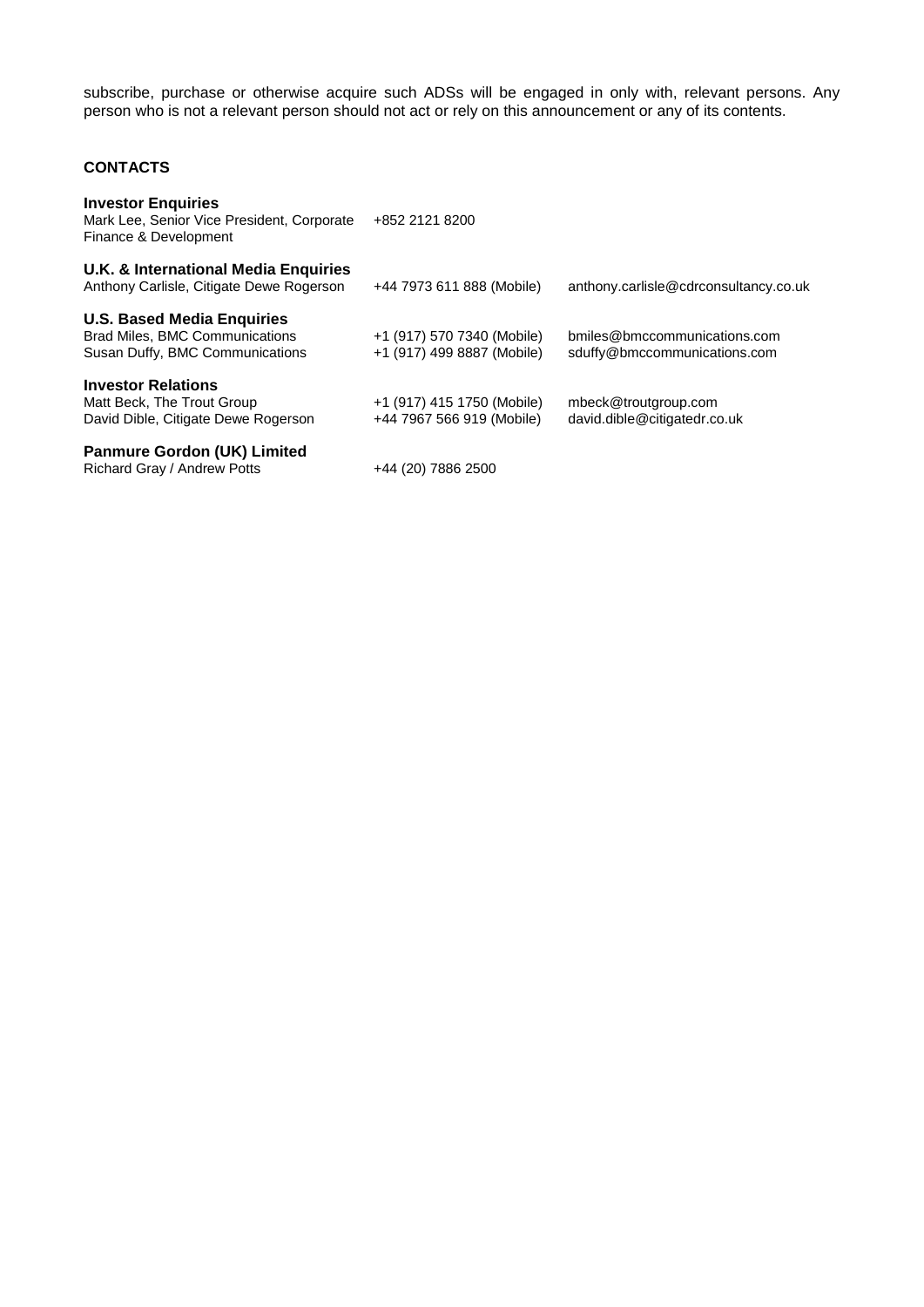subscribe, purchase or otherwise acquire such ADSs will be engaged in only with, relevant persons. Any person who is not a relevant person should not act or rely on this announcement or any of its contents.

**CONTACTS**

**Investor Enquiries**

| | | |
|---|---|---|
| Mark Lee, Senior Vice President, Corporate Finance & Development | +852 2121 8200 | |

**U.K. & International Media Enquiries**

| | | |
|---|---|---|
| Anthony Carlisle, Citigate Dewe Rogerson | +44 7973 611 888 (Mobile) | anthony.carlisle@cdrconsultancy.co.uk |

**U.S. Based Media Enquiries**

| | | |
|---|---|---|
| Brad Miles, BMC Communications | +1 (917) 570 7340 (Mobile) | bmiles@bmccommunications.com |
| Susan Duffy, BMC Communications | +1 (917) 499 8887 (Mobile) | sduffy@bmccommunications.com |

**Investor Relations**

| | | |
|---|---|---|
| Matt Beck, The Trout Group | +1 (917) 415 1750 (Mobile) | mbeck@troutgroup.com |
| David Dible, Citigate Dewe Rogerson | +44 7967 566 919 (Mobile) | david.dible@citigatedr.co.uk |

**Panmure Gordon (UK) Limited**

| | | |
|---|---|---|
| Richard Gray / Andrew Potts | +44 (20) 7886 2500 | |